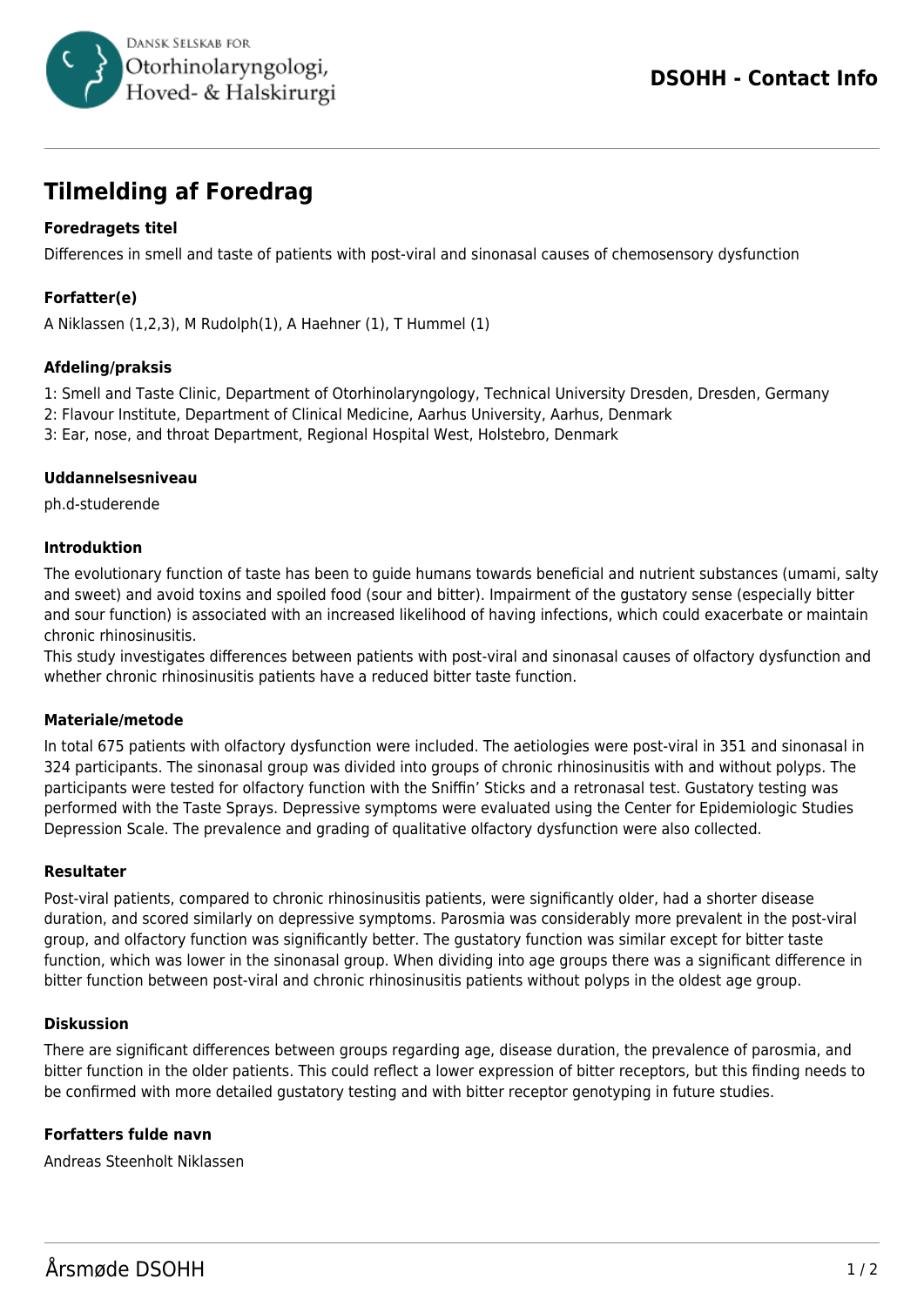# Tilmelding af Foredrag

**Foredragets titel**

Differences in smell and taste of patients with post-viral and sinonasal causes of chemosensory dysfunction

**Forfatter(e)**

A Niklassen (1,2,3), M Rudolph(1), A Haehner (1), T Hummel (1)

**Afdeling/praksis**

1: Smell and Taste Clinic, Department of Otorhinolaryngology, Technical University Dresden, Dresden, Germany
2: Flavour Institute, Department of Clinical Medicine, Aarhus University, Aarhus, Denmark
3: Ear, nose, and throat Department, Regional Hospital West, Holstebro, Denmark

**Uddannelsesniveau**

ph.d-studerende

**Introduktion**

The evolutionary function of taste has been to guide humans towards beneficial and nutrient substances (umami, salty and sweet) and avoid toxins and spoiled food (sour and bitter). Impairment of the gustatory sense (especially bitter and sour function) is associated with an increased likelihood of having infections, which could exacerbate or maintain chronic rhinosinusitis.
This study investigates differences between patients with post-viral and sinonasal causes of olfactory dysfunction and whether chronic rhinosinusitis patients have a reduced bitter taste function.

**Materiale/metode**

In total 675 patients with olfactory dysfunction were included. The aetiologies were post-viral in 351 and sinonasal in 324 participants. The sinonasal group was divided into groups of chronic rhinosinusitis with and without polyps. The participants were tested for olfactory function with the Sniffin' Sticks and a retronasal test. Gustatory testing was performed with the Taste Sprays. Depressive symptoms were evaluated using the Center for Epidemiologic Studies Depression Scale. The prevalence and grading of qualitative olfactory dysfunction were also collected.

**Resultater**

Post-viral patients, compared to chronic rhinosinusitis patients, were significantly older, had a shorter disease duration, and scored similarly on depressive symptoms. Parosmia was considerably more prevalent in the post-viral group, and olfactory function was significantly better. The gustatory function was similar except for bitter taste function, which was lower in the sinonasal group. When dividing into age groups there was a significant difference in bitter function between post-viral and chronic rhinosinusitis patients without polyps in the oldest age group.

**Diskussion**

There are significant differences between groups regarding age, disease duration, the prevalence of parosmia, and bitter function in the older patients. This could reflect a lower expression of bitter receptors, but this finding needs to be confirmed with more detailed gustatory testing and with bitter receptor genotyping in future studies.

**Forfatters fulde navn**

Andreas Steenholt Niklassen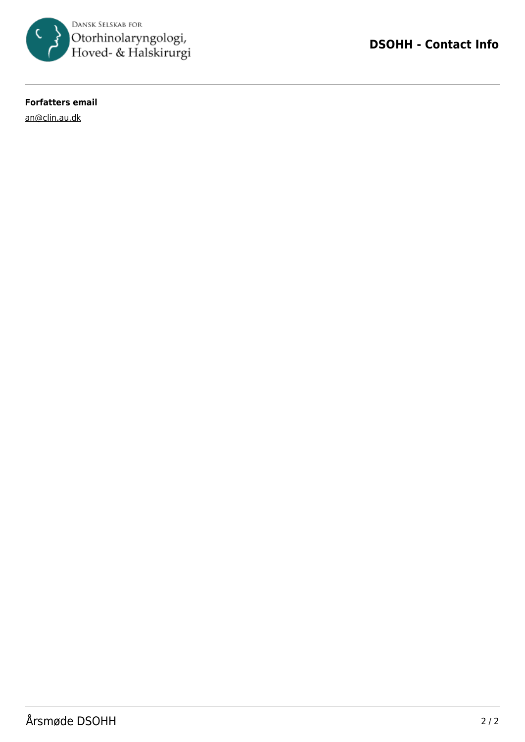**Forfatters email**

an@clin.au.dk